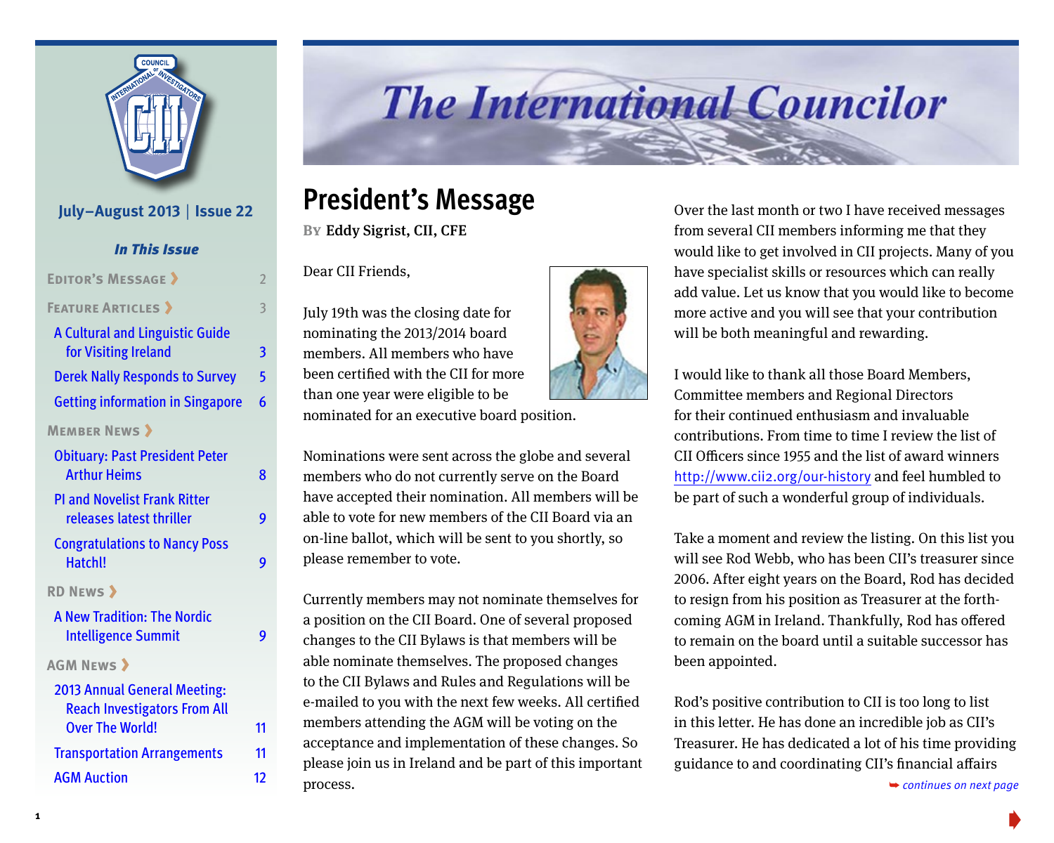# The International Councilor

July–August 2013 | Issue 22

*In This Issue*

- Editor's Message — 2
- Feature Articles — 3
  - A Cultural and Linguistic Guide for Visiting Ireland — 3
  - Derek Nally Responds to Survey — 5
  - Getting information in Singapore — 6
- Member News
  - Obituary: Past President Peter Arthur Heims — 8
  - PI and Novelist Frank Ritter releases latest thriller — 9
  - Congratulations to Nancy Poss Hatchl! — 9
- RD News
  - A New Tradition: The Nordic Intelligence Summit — 9
- AGM News
  - 2013 Annual General Meeting: Reach Investigators From All Over The World! — 11
  - Transportation Arrangements — 11
  - AGM Auction — 12

## President's Message

By Eddy Sigrist, CII, CFE

Dear CII Friends,

July 19th was the closing date for nominating the 2013/2014 board members. All members who have been certified with the CII for more than one year were eligible to be nominated for an executive board position.

Nominations were sent across the globe and several members who do not currently serve on the Board have accepted their nomination. All members will be able to vote for new members of the CII Board via an on-line ballot, which will be sent to you shortly, so please remember to vote.

Currently members may not nominate themselves for a position on the CII Board. One of several proposed changes to the CII Bylaws is that members will be able nominate themselves. The proposed changes to the CII Bylaws and Rules and Regulations will be e-mailed to you with the next few weeks. All certified members attending the AGM will be voting on the acceptance and implementation of these changes. So please join us in Ireland and be part of this important process.

Over the last month or two I have received messages from several CII members informing me that they would like to get involved in CII projects. Many of you have specialist skills or resources which can really add value. Let us know that you would like to become more active and you will see that your contribution will be both meaningful and rewarding.

I would like to thank all those Board Members, Committee members and Regional Directors for their continued enthusiasm and invaluable contributions. From time to time I review the list of CII Officers since 1955 and the list of award winners http://www.cii2.org/our-history and feel humbled to be part of such a wonderful group of individuals.

Take a moment and review the listing. On this list you will see Rod Webb, who has been CII's treasurer since 2006. After eight years on the Board, Rod has decided to resign from his position as Treasurer at the forthcoming AGM in Ireland. Thankfully, Rod has offered to remain on the board until a suitable successor has been appointed.

Rod's positive contribution to CII is too long to list in this letter. He has done an incredible job as CII's Treasurer. He has dedicated a lot of his time providing guidance to and coordinating CII's financial affairs

*continues on next page*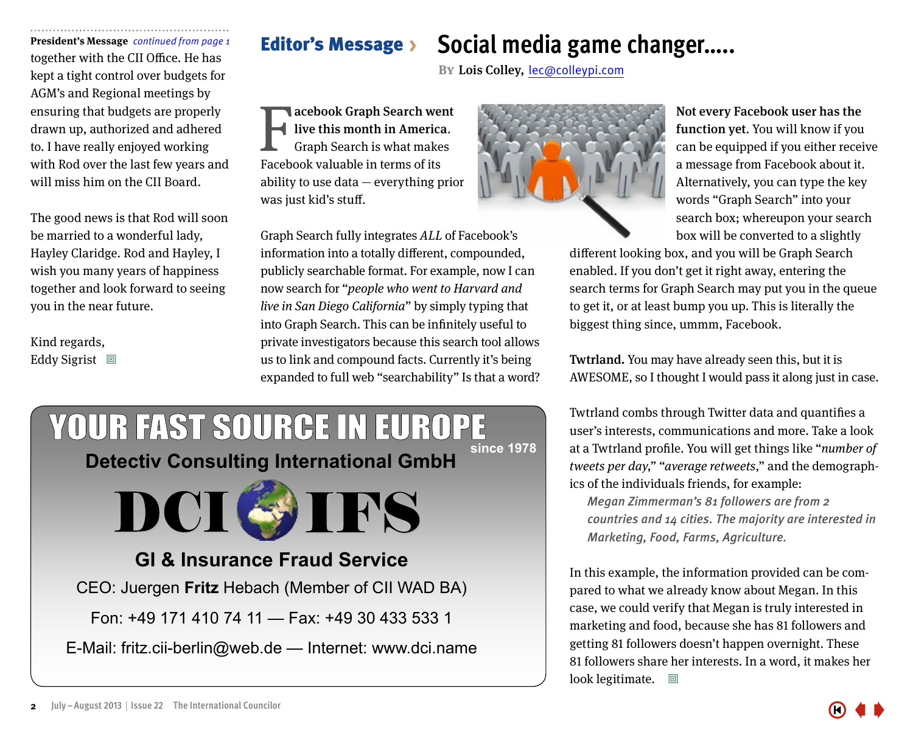**President's Message** *continued from page 1*

together with the CII Office. He has kept a tight control over budgets for AGM's and Regional meetings by ensuring that budgets are properly drawn up, authorized and adhered to. I have really enjoyed working with Rod over the last few years and will miss him on the CII Board.

The good news is that Rod will soon be married to a wonderful lady, Hayley Claridge. Rod and Hayley, I wish you many years of happiness together and look forward to seeing you in the near future.

Kind regards,
Eddy Sigrist

## Editor's Message › Social media game changer.....

By Lois Colley, lec@colleypi.com

**Facebook Graph Search went live this month in America.** Graph Search is what makes Facebook valuable in terms of its ability to use data — everything prior was just kid's stuff.

Graph Search fully integrates *ALL* of Facebook's information into a totally different, compounded, publicly searchable format. For example, now I can now search for "*people who went to Harvard and live in San Diego California*" by simply typing that into Graph Search. This can be infinitely useful to private investigators because this search tool allows us to link and compound facts. Currently it's being expanded to full web "searchability" Is that a word?

**Not every Facebook user has the function yet**. You will know if you can be equipped if you either receive a message from Facebook about it. Alternatively, you can type the key words "Graph Search" into your search box; whereupon your search box will be converted to a slightly different looking box, and you will be Graph Search enabled. If you don't get it right away, entering the search terms for Graph Search may put you in the queue to get it, or at least bump you up. This is literally the biggest thing since, ummm, Facebook.

**Twtrland.** You may have already seen this, but it is AWESOME, so I thought I would pass it along just in case.

Twtrland combs through Twitter data and quantifies a user's interests, communications and more. Take a look at a Twtrland profile. You will get things like "*number of tweets per day*," "*average retweets*," and the demographics of the individuals friends, for example:

> *Megan Zimmerman's 81 followers are from 2 countries and 14 cities. The majority are interested in Marketing, Food, Farms, Agriculture.*

In this example, the information provided can be compared to what we already know about Megan. In this case, we could verify that Megan is truly interested in marketing and food, because she has 81 followers and getting 81 followers doesn't happen overnight. These 81 followers share her interests. In a word, it makes her look legitimate.

---

**YOUR FAST SOURCE IN EUROPE** since 1978

**Detectiv Consulting International GmbH**

**DCI IFS**

**GI & Insurance Fraud Service**

CEO: Juergen **Fritz** Hebach (Member of CII WAD BA)

Fon: +49 171 410 74 11 — Fax: +49 30 433 533 1

E-Mail: fritz.cii-berlin@web.de — Internet: www.dci.name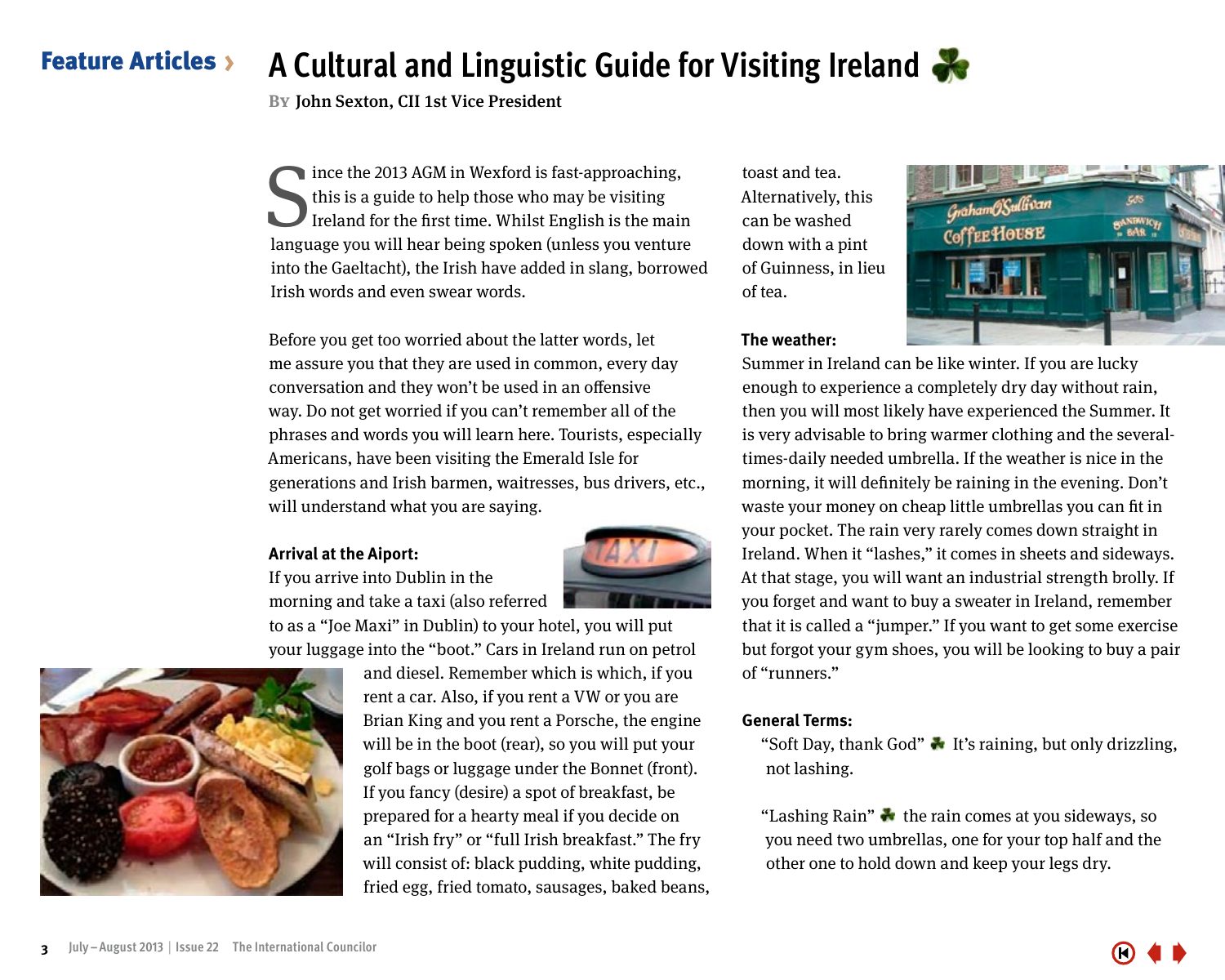**Feature Articles ›**

# A Cultural and Linguistic Guide for Visiting Ireland

By John Sexton, CII 1st Vice President

Since the 2013 AGM in Wexford is fast-approaching, this is a guide to help those who may be visiting Ireland for the first time. Whilst English is the main language you will hear being spoken (unless you venture into the Gaeltacht), the Irish have added in slang, borrowed Irish words and even swear words.

Before you get too worried about the latter words, let me assure you that they are used in common, every day conversation and they won't be used in an offensive way. Do not get worried if you can't remember all of the phrases and words you will learn here. Tourists, especially Americans, have been visiting the Emerald Isle for generations and Irish barmen, waitresses, bus drivers, etc., will understand what you are saying.

**Arrival at the Aiport:**
If you arrive into Dublin in the morning and take a taxi (also referred to as a "Joe Maxi" in Dublin) to your hotel, you will put your luggage into the "boot." Cars in Ireland run on petrol and diesel. Remember which is which, if you rent a car. Also, if you rent a VW or you are Brian King and you rent a Porsche, the engine will be in the boot (rear), so you will put your golf bags or luggage under the Bonnet (front). If you fancy (desire) a spot of breakfast, be prepared for a hearty meal if you decide on an "Irish fry" or "full Irish breakfast." The fry will consist of: black pudding, white pudding, fried egg, fried tomato, sausages, baked beans, toast and tea. Alternatively, this can be washed down with a pint of Guinness, in lieu of tea.

**The weather:**
Summer in Ireland can be like winter. If you are lucky enough to experience a completely dry day without rain, then you will most likely have experienced the Summer. It is very advisable to bring warmer clothing and the several-times-daily needed umbrella. If the weather is nice in the morning, it will definitely be raining in the evening. Don't waste your money on cheap little umbrellas you can fit in your pocket. The rain very rarely comes down straight in Ireland. When it "lashes," it comes in sheets and sideways. At that stage, you will want an industrial strength brolly. If you forget and want to buy a sweater in Ireland, remember that it is called a "jumper." If you want to get some exercise but forgot your gym shoes, you will be looking to buy a pair of "runners."

**General Terms:**

"Soft Day, thank God" ☘ It's raining, but only drizzling, not lashing.

"Lashing Rain" ☘ the rain comes at you sideways, so you need two umbrellas, one for your top half and the other one to hold down and keep your legs dry.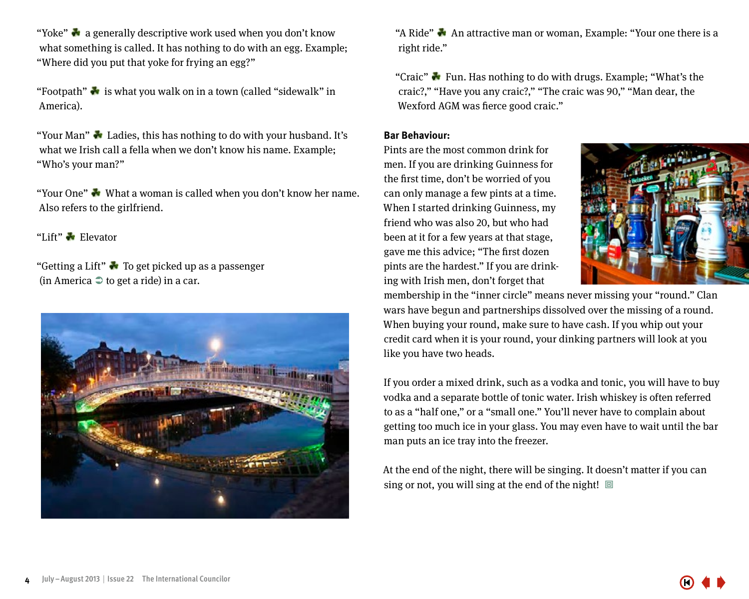"Yoke" ☘ a generally descriptive work used when you don't know what something is called. It has nothing to do with an egg. Example; "Where did you put that yoke for frying an egg?"

"Footpath" ☘ is what you walk on in a town (called "sidewalk" in America).

"Your Man" ☘ Ladies, this has nothing to do with your husband. It's what we Irish call a fella when we don't know his name. Example; "Who's your man?"

"Your One" ☘ What a woman is called when you don't know her name. Also refers to the girlfriend.

"Lift" ☘ Elevator

"Getting a Lift" ☘ To get picked up as a passenger (in America ➲ to get a ride) in a car.

"A Ride" ☘ An attractive man or woman, Example: "Your one there is a right ride."

"Craic" ☘ Fun. Has nothing to do with drugs. Example; "What's the craic?," "Have you any craic?," "The craic was 90," "Man dear, the Wexford AGM was fierce good craic."

**Bar Behaviour:**

Pints are the most common drink for men. If you are drinking Guinness for the first time, don't be worried of you can only manage a few pints at a time. When I started drinking Guinness, my friend who was also 20, but who had been at it for a few years at that stage, gave me this advice; "The first dozen pints are the hardest." If you are drinking with Irish men, don't forget that membership in the "inner circle" means never missing your "round." Clan wars have begun and partnerships dissolved over the missing of a round. When buying your round, make sure to have cash. If you whip out your credit card when it is your round, your dinking partners will look at you like you have two heads.

If you order a mixed drink, such as a vodka and tonic, you will have to buy vodka and a separate bottle of tonic water. Irish whiskey is often referred to as a "half one," or a "small one." You'll never have to complain about getting too much ice in your glass. You may even have to wait until the bar man puts an ice tray into the freezer.

At the end of the night, there will be singing. It doesn't matter if you can sing or not, you will sing at the end of the night!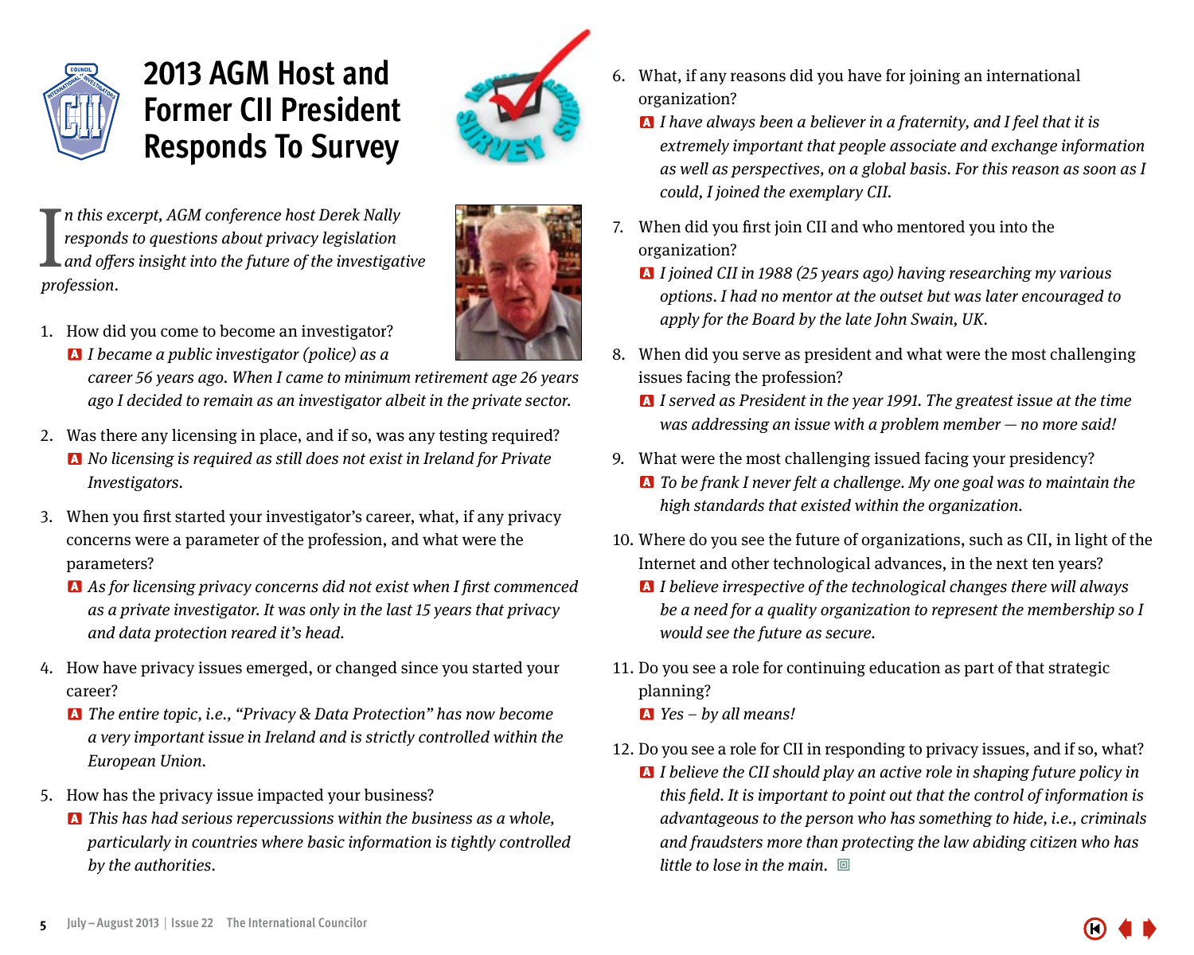# 2013 AGM Host and Former CII President Responds To Survey

*In this excerpt, AGM conference host Derek Nally responds to questions about privacy legislation and offers insight into the future of the investigative profession.*

1. How did you come to become an investigator?

   **A** *I became a public investigator (police) as a career 56 years ago. When I came to minimum retirement age 26 years ago I decided to remain as an investigator albeit in the private sector.*

2. Was there any licensing in place, and if so, was any testing required?

   **A** *No licensing is required as still does not exist in Ireland for Private Investigators.*

3. When you first started your investigator's career, what, if any privacy concerns were a parameter of the profession, and what were the parameters?

   **A** *As for licensing privacy concerns did not exist when I first commenced as a private investigator. It was only in the last 15 years that privacy and data protection reared it's head.*

4. How have privacy issues emerged, or changed since you started your career?

   **A** *The entire topic, i.e., "Privacy & Data Protection" has now become a very important issue in Ireland and is strictly controlled within the European Union.*

5. How has the privacy issue impacted your business?

   **A** *This has had serious repercussions within the business as a whole, particularly in countries where basic information is tightly controlled by the authorities.*

6. What, if any reasons did you have for joining an international organization?

   **A** *I have always been a believer in a fraternity, and I feel that it is extremely important that people associate and exchange information as well as perspectives, on a global basis. For this reason as soon as I could, I joined the exemplary CII.*

7. When did you first join CII and who mentored you into the organization?

   **A** *I joined CII in 1988 (25 years ago) having researching my various options. I had no mentor at the outset but was later encouraged to apply for the Board by the late John Swain, UK.*

8. When did you serve as president and what were the most challenging issues facing the profession?

   **A** *I served as President in the year 1991. The greatest issue at the time was addressing an issue with a problem member — no more said!*

9. What were the most challenging issued facing your presidency?

   **A** *To be frank I never felt a challenge. My one goal was to maintain the high standards that existed within the organization.*

10. Where do you see the future of organizations, such as CII, in light of the Internet and other technological advances, in the next ten years?

    **A** *I believe irrespective of the technological changes there will always be a need for a quality organization to represent the membership so I would see the future as secure.*

11. Do you see a role for continuing education as part of that strategic planning?

    **A** *Yes – by all means!*

12. Do you see a role for CII in responding to privacy issues, and if so, what?

    **A** *I believe the CII should play an active role in shaping future policy in this field. It is important to point out that the control of information is advantageous to the person who has something to hide, i.e., criminals and fraudsters more than protecting the law abiding citizen who has little to lose in the main.*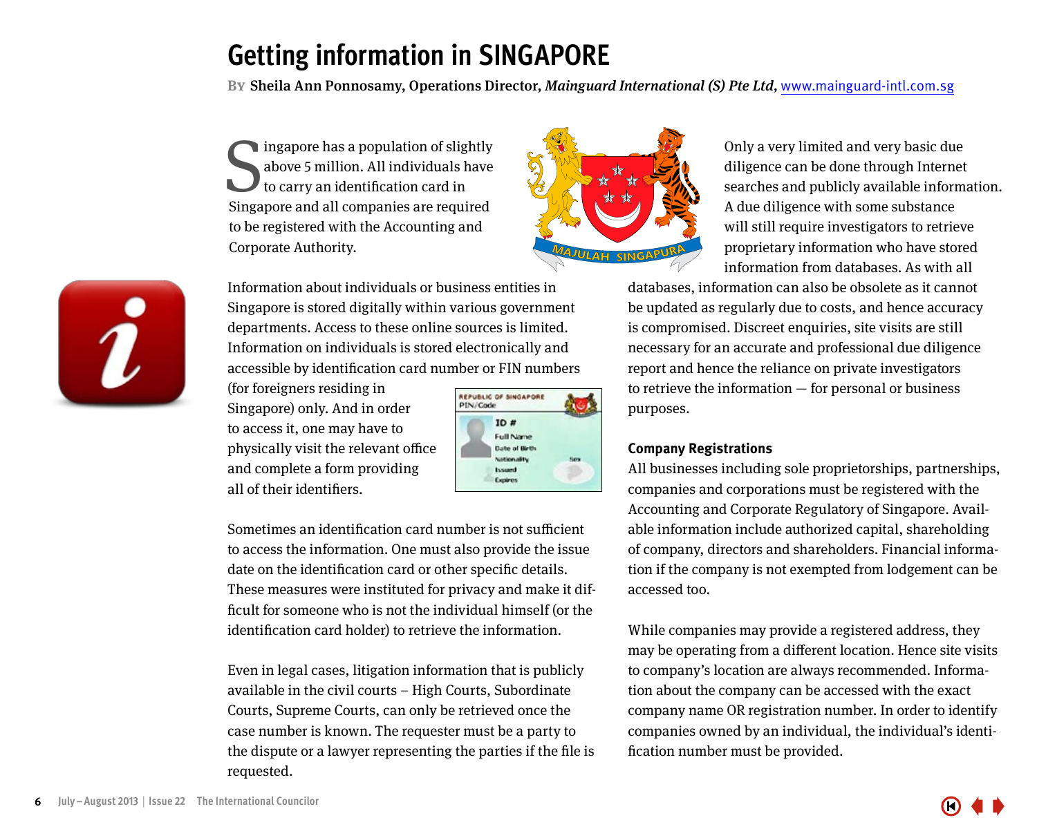# Getting information in SINGAPORE

**By Sheila Ann Ponnosamy, Operations Director,** ***Mainguard International (S) Pte Ltd,*** www.mainguard-intl.com.sg

Singapore has a population of slightly above 5 million. All individuals have to carry an identification card in Singapore and all companies are required to be registered with the Accounting and Corporate Authority.

Information about individuals or business entities in Singapore is stored digitally within various government departments. Access to these online sources is limited. Information on individuals is stored electronically and accessible by identification card number or FIN numbers (for foreigners residing in Singapore) only. And in order to access it, one may have to physically visit the relevant office and complete a form providing all of their identifiers.

Sometimes an identification card number is not sufficient to access the information. One must also provide the issue date on the identification card or other specific details. These measures were instituted for privacy and make it difficult for someone who is not the individual himself (or the identification card holder) to retrieve the information.

Even in legal cases, litigation information that is publicly available in the civil courts – High Courts, Subordinate Courts, Supreme Courts, can only be retrieved once the case number is known. The requester must be a party to the dispute or a lawyer representing the parties if the file is requested.

Only a very limited and very basic due diligence can be done through Internet searches and publicly available information. A due diligence with some substance will still require investigators to retrieve proprietary information who have stored information from databases. As with all databases, information can also be obsolete as it cannot be updated as regularly due to costs, and hence accuracy is compromised. Discreet enquiries, site visits are still necessary for an accurate and professional due diligence report and hence the reliance on private investigators to retrieve the information — for personal or business purposes.

### Company Registrations

All businesses including sole proprietorships, partnerships, companies and corporations must be registered with the Accounting and Corporate Regulatory of Singapore. Available information include authorized capital, shareholding of company, directors and shareholders. Financial information if the company is not exempted from lodgement can be accessed too.

While companies may provide a registered address, they may be operating from a different location. Hence site visits to company's location are always recommended. Information about the company can be accessed with the exact company name OR registration number. In order to identify companies owned by an individual, the individual's identification number must be provided.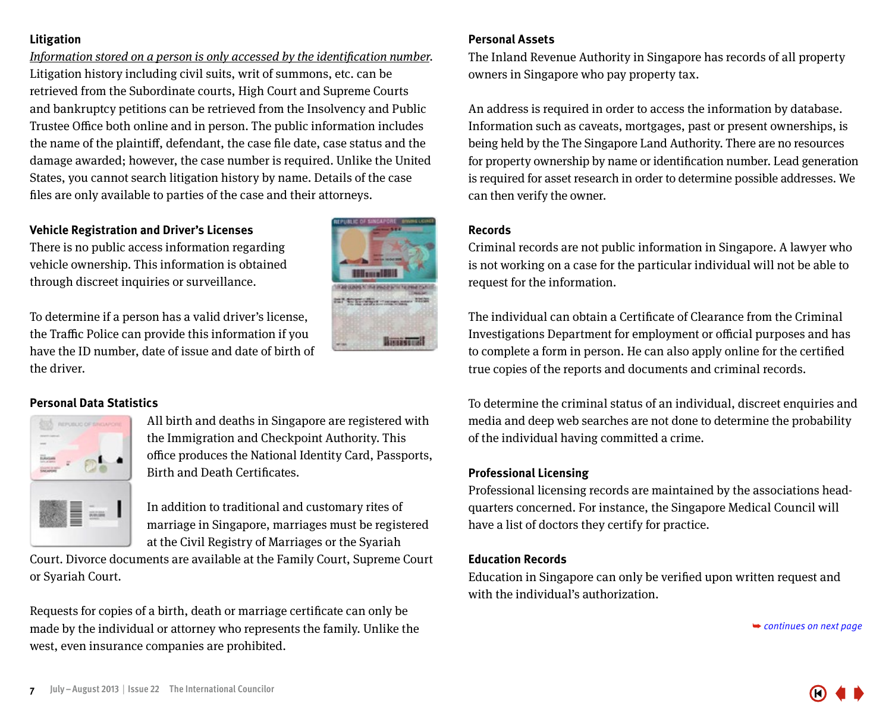### Litigation

*Information stored on a person is only accessed by the identification number.* Litigation history including civil suits, writ of summons, etc. can be retrieved from the Subordinate courts, High Court and Supreme Courts and bankruptcy petitions can be retrieved from the Insolvency and Public Trustee Office both online and in person. The public information includes the name of the plaintiff, defendant, the case file date, case status and the damage awarded; however, the case number is required. Unlike the United States, you cannot search litigation history by name. Details of the case files are only available to parties of the case and their attorneys.

### Vehicle Registration and Driver's Licenses

There is no public access information regarding vehicle ownership. This information is obtained through discreet inquiries or surveillance.

To determine if a person has a valid driver's license, the Traffic Police can provide this information if you have the ID number, date of issue and date of birth of the driver.

### Personal Data Statistics

All birth and deaths in Singapore are registered with the Immigration and Checkpoint Authority. This office produces the National Identity Card, Passports, Birth and Death Certificates.

In addition to traditional and customary rites of marriage in Singapore, marriages must be registered at the Civil Registry of Marriages or the Syariah Court. Divorce documents are available at the Family Court, Supreme Court or Syariah Court.

Requests for copies of a birth, death or marriage certificate can only be made by the individual or attorney who represents the family. Unlike the west, even insurance companies are prohibited.

### Personal Assets

The Inland Revenue Authority in Singapore has records of all property owners in Singapore who pay property tax.

An address is required in order to access the information by database. Information such as caveats, mortgages, past or present ownerships, is being held by the The Singapore Land Authority. There are no resources for property ownership by name or identification number. Lead generation is required for asset research in order to determine possible addresses. We can then verify the owner.

### Records

Criminal records are not public information in Singapore. A lawyer who is not working on a case for the particular individual will not be able to request for the information.

The individual can obtain a Certificate of Clearance from the Criminal Investigations Department for employment or official purposes and has to complete a form in person. He can also apply online for the certified true copies of the reports and documents and criminal records.

To determine the criminal status of an individual, discreet enquiries and media and deep web searches are not done to determine the probability of the individual having committed a crime.

### Professional Licensing

Professional licensing records are maintained by the associations head-quarters concerned. For instance, the Singapore Medical Council will have a list of doctors they certify for practice.

### Education Records

Education in Singapore can only be verified upon written request and with the individual's authorization.

*continues on next page*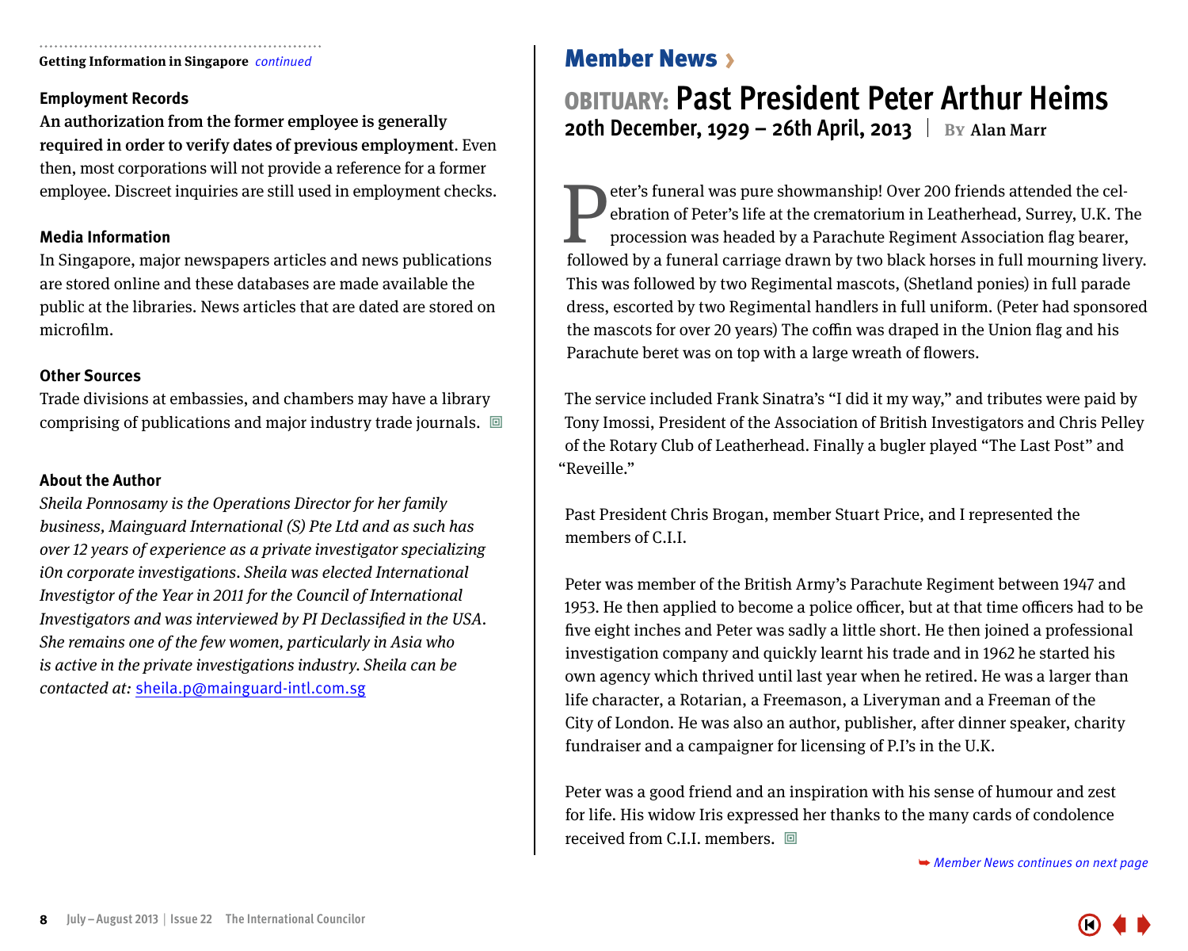**Getting Information in Singapore** *continued*

### Employment Records

**An authorization from the former employee is generally required in order to verify dates of previous employment**. Even then, most corporations will not provide a reference for a former employee. Discreet inquiries are still used in employment checks.

### Media Information

In Singapore, major newspapers articles and news publications are stored online and these databases are made available the public at the libraries. News articles that are dated are stored on microfilm.

### Other Sources

Trade divisions at embassies, and chambers may have a library comprising of publications and major industry trade journals.

### About the Author

*Sheila Ponnosamy is the Operations Director for her family business, Mainguard International (S) Pte Ltd and as such has over 12 years of experience as a private investigator specializing iOn corporate investigations. Sheila was elected International Investigtor of the Year in 2011 for the Council of International Investigators and was interviewed by PI Declassified in the USA. She remains one of the few women, particularly in Asia who is active in the private investigations industry. Sheila can be contacted at:* sheila.p@mainguard-intl.com.sg

## Member News ›

# OBITUARY: Past President Peter Arthur Heims

**20th December, 1929 – 26th April, 2013** | By Alan Marr

Peter's funeral was pure showmanship! Over 200 friends attended the celebration of Peter's life at the crematorium in Leatherhead, Surrey, U.K. The procession was headed by a Parachute Regiment Association flag bearer, followed by a funeral carriage drawn by two black horses in full mourning livery. This was followed by two Regimental mascots, (Shetland ponies) in full parade dress, escorted by two Regimental handlers in full uniform. (Peter had sponsored the mascots for over 20 years) The coffin was draped in the Union flag and his Parachute beret was on top with a large wreath of flowers.

The service included Frank Sinatra's "I did it my way," and tributes were paid by Tony Imossi, President of the Association of British Investigators and Chris Pelley of the Rotary Club of Leatherhead. Finally a bugler played "The Last Post" and "Reveille."

Past President Chris Brogan, member Stuart Price, and I represented the members of C.I.I.

Peter was member of the British Army's Parachute Regiment between 1947 and 1953. He then applied to become a police officer, but at that time officers had to be five eight inches and Peter was sadly a little short. He then joined a professional investigation company and quickly learnt his trade and in 1962 he started his own agency which thrived until last year when he retired. He was a larger than life character, a Rotarian, a Freemason, a Liveryman and a Freeman of the City of London. He was also an author, publisher, after dinner speaker, charity fundraiser and a campaigner for licensing of P.I's in the U.K.

Peter was a good friend and an inspiration with his sense of humour and zest for life. His widow Iris expressed her thanks to the many cards of condolence received from C.I.I. members.

➥ *Member News continues on next page*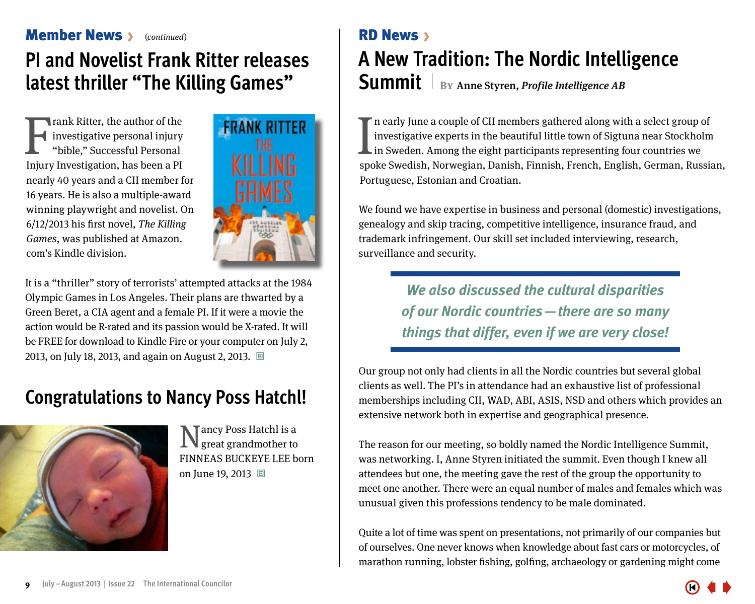## Member News › (continued)

# PI and Novelist Frank Ritter releases latest thriller "The Killing Games"

Frank Ritter, the author of the investigative personal injury "bible," Successful Personal Injury Investigation, has been a PI nearly 40 years and a CII member for 16 years. He is also a multiple-award winning playwright and novelist. On 6/12/2013 his first novel, *The Killing Games*, was published at Amazon.com's Kindle division.

It is a "thriller" story of terrorists' attempted attacks at the 1984 Olympic Games in Los Angeles. Their plans are thwarted by a Green Beret, a CIA agent and a female PI. If it were a movie the action would be R-rated and its passion would be X-rated. It will be FREE for download to Kindle Fire or your computer on July 2, 2013, on July 18, 2013, and again on August 2, 2013.

# Congratulations to Nancy Poss Hatchl!

Nancy Poss Hatchl is a great grandmother to FINNEAS BUCKEYE LEE born on June 19, 2013

## RD News ›

# A New Tradition: The Nordic Intelligence Summit

By Anne Styren, *Profile Intelligence AB*

In early June a couple of CII members gathered along with a select group of investigative experts in the beautiful little town of Sigtuna near Stockholm in Sweden. Among the eight participants representing four countries we spoke Swedish, Norwegian, Danish, Finnish, French, English, German, Russian, Portuguese, Estonian and Croatian.

We found we have expertise in business and personal (domestic) investigations, genealogy and skip tracing, competitive intelligence, insurance fraud, and trademark infringement. Our skill set included interviewing, research, surveillance and security.

> *We also discussed the cultural disparities of our Nordic countries — there are so many things that differ, even if we are very close!*

Our group not only had clients in all the Nordic countries but several global clients as well. The PI's in attendance had an exhaustive list of professional memberships including CII, WAD, ABI, ASIS, NSD and others which provides an extensive network both in expertise and geographical presence.

The reason for our meeting, so boldly named the Nordic Intelligence Summit, was networking. I, Anne Styren initiated the summit. Even though I knew all attendees but one, the meeting gave the rest of the group the opportunity to meet one another. There were an equal number of males and females which was unusual given this professions tendency to be male dominated.

Quite a lot of time was spent on presentations, not primarily of our companies but of ourselves. One never knows when knowledge about fast cars or motorcycles, of marathon running, lobster fishing, golfing, archaeology or gardening might come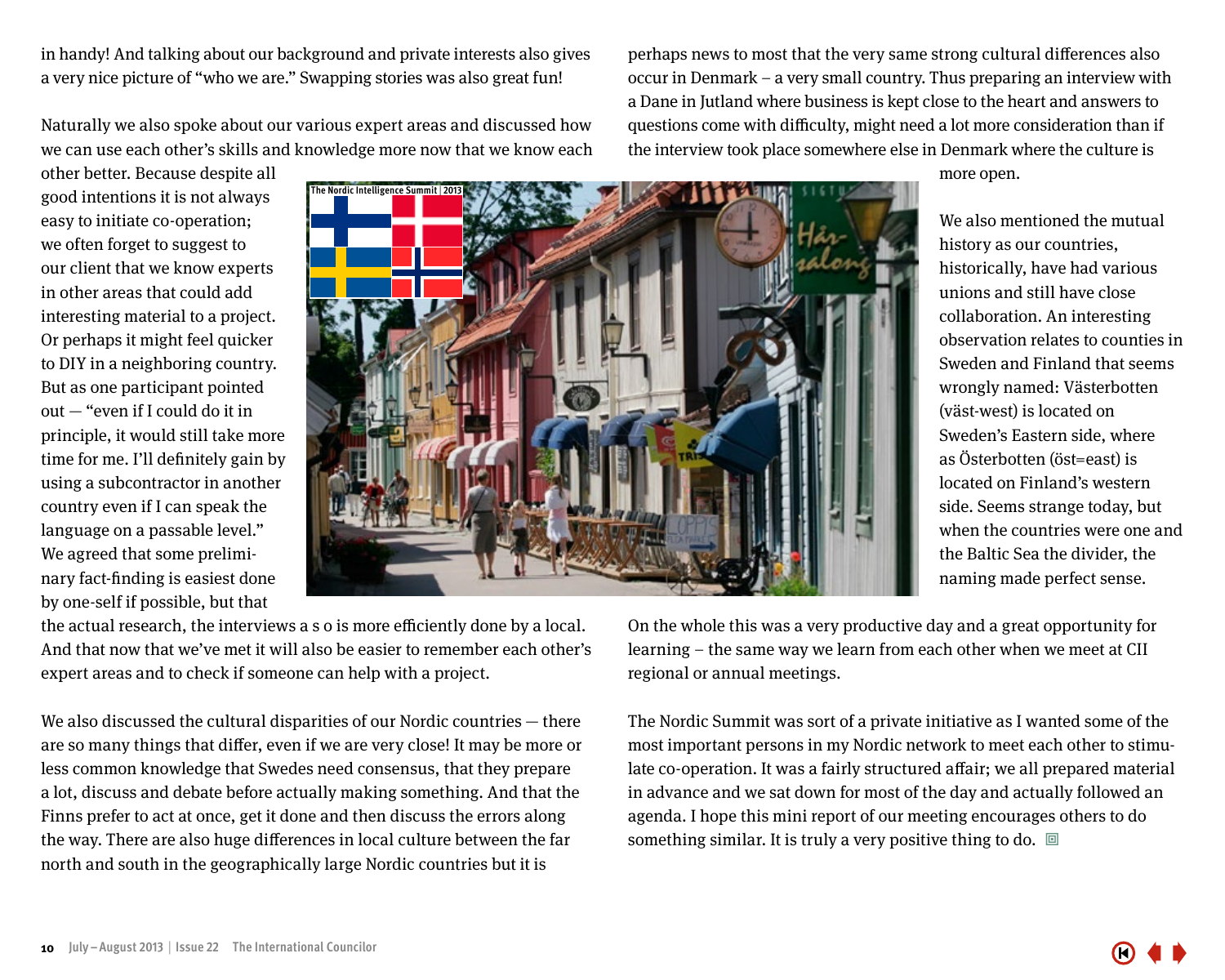in handy! And talking about our background and private interests also gives a very nice picture of "who we are." Swapping stories was also great fun!

Naturally we also spoke about our various expert areas and discussed how we can use each other's skills and knowledge more now that we know each other better. Because despite all good intentions it is not always easy to initiate co-operation; we often forget to suggest to our client that we know experts in other areas that could add interesting material to a project. Or perhaps it might feel quicker to DIY in a neighboring country. But as one participant pointed out — "even if I could do it in principle, it would still take more time for me. I'll definitely gain by using a subcontractor in another country even if I can speak the language on a passable level." We agreed that some preliminary fact-finding is easiest done by one-self if possible, but that the actual research, the interviews a s o is more efficiently done by a local. And that now that we've met it will also be easier to remember each other's expert areas and to check if someone can help with a project.

We also discussed the cultural disparities of our Nordic countries — there are so many things that differ, even if we are very close! It may be more or less common knowledge that Swedes need consensus, that they prepare a lot, discuss and debate before actually making something. And that the Finns prefer to act at once, get it done and then discuss the errors along the way. There are also huge differences in local culture between the far north and south in the geographically large Nordic countries but it is perhaps news to most that the very same strong cultural differences also occur in Denmark – a very small country. Thus preparing an interview with a Dane in Jutland where business is kept close to the heart and answers to questions come with difficulty, might need a lot more consideration than if the interview took place somewhere else in Denmark where the culture is more open.

The Nordic Intelligence Summit | 2013

We also mentioned the mutual history as our countries, historically, have had various unions and still have close collaboration. An interesting observation relates to counties in Sweden and Finland that seems wrongly named: Västerbotten (väst-west) is located on Sweden's Eastern side, where as Österbotten (öst=east) is located on Finland's western side. Seems strange today, but when the countries were one and the Baltic Sea the divider, the naming made perfect sense.

On the whole this was a very productive day and a great opportunity for learning – the same way we learn from each other when we meet at CII regional or annual meetings.

The Nordic Summit was sort of a private initiative as I wanted some of the most important persons in my Nordic network to meet each other to stimulate co-operation. It was a fairly structured affair; we all prepared material in advance and we sat down for most of the day and actually followed an agenda. I hope this mini report of our meeting encourages others to do something similar. It is truly a very positive thing to do.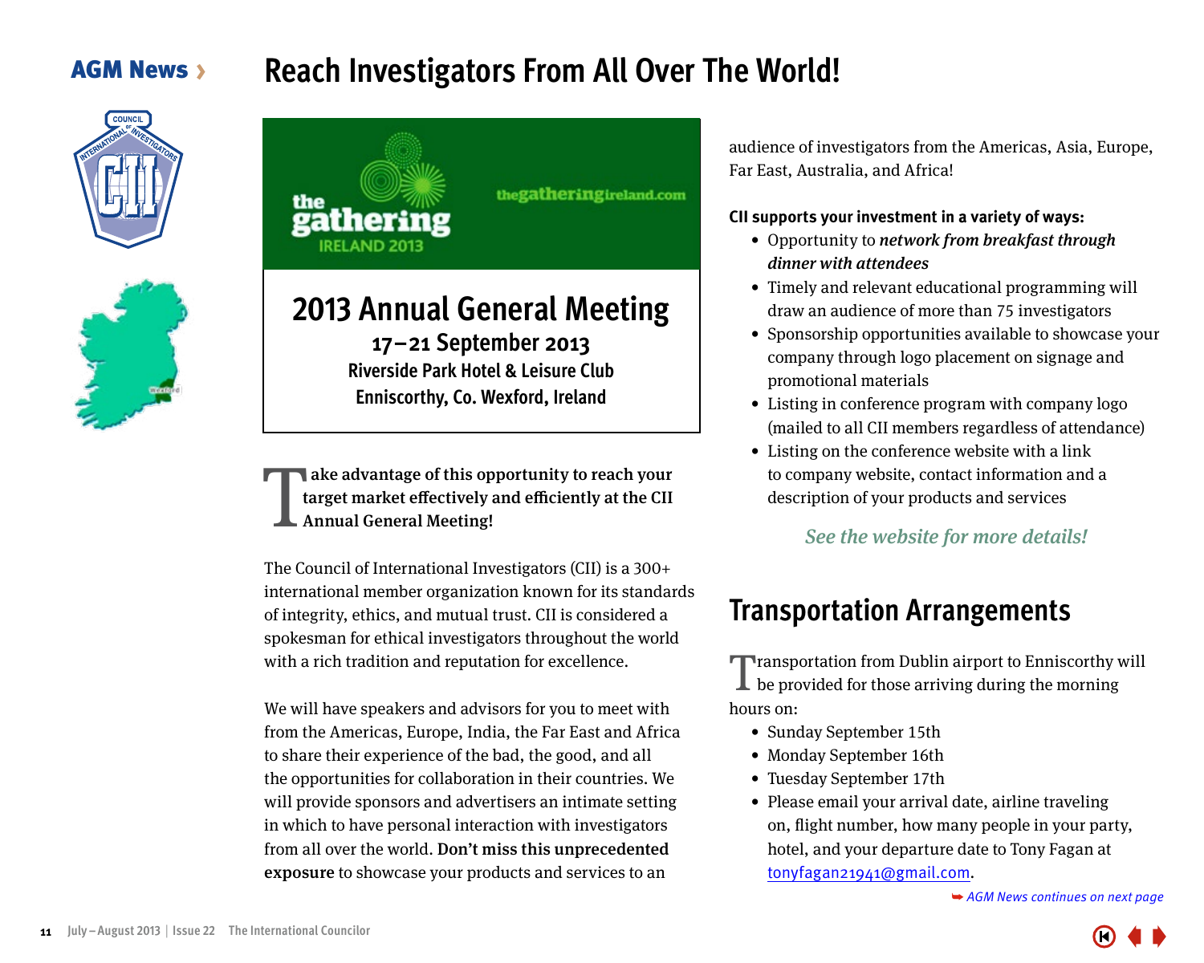AGM News ›

# Reach Investigators From All Over The World!

the gathering IRELAND 2013

thegatheringireland.com

## 2013 Annual General Meeting

**17–21 September 2013**
**Riverside Park Hotel & Leisure Club**
**Enniscorthy, Co. Wexford, Ireland**

**Take advantage of this opportunity to reach your target market effectively and efficiently at the CII Annual General Meeting!**

The Council of International Investigators (CII) is a 300+ international member organization known for its standards of integrity, ethics, and mutual trust. CII is considered a spokesman for ethical investigators throughout the world with a rich tradition and reputation for excellence.

We will have speakers and advisors for you to meet with from the Americas, Europe, India, the Far East and Africa to share their experience of the bad, the good, and all the opportunities for collaboration in their countries. We will provide sponsors and advertisers an intimate setting in which to have personal interaction with investigators from all over the world. **Don't miss this unprecedented exposure** to showcase your products and services to an audience of investigators from the Americas, Asia, Europe, Far East, Australia, and Africa!

**CII supports your investment in a variety of ways:**

- Opportunity to ***network from breakfast through dinner with attendees***
- Timely and relevant educational programming will draw an audience of more than 75 investigators
- Sponsorship opportunities available to showcase your company through logo placement on signage and promotional materials
- Listing in conference program with company logo (mailed to all CII members regardless of attendance)
- Listing on the conference website with a link to company website, contact information and a description of your products and services

***See the website for more details!***

## Transportation Arrangements

Transportation from Dublin airport to Enniscorthy will be provided for those arriving during the morning hours on:

- Sunday September 15th
- Monday September 16th
- Tuesday September 17th
- Please email your arrival date, airline traveling on, flight number, how many people in your party, hotel, and your departure date to Tony Fagan at tonyfagan21941@gmail.com.

➥ *AGM News continues on next page*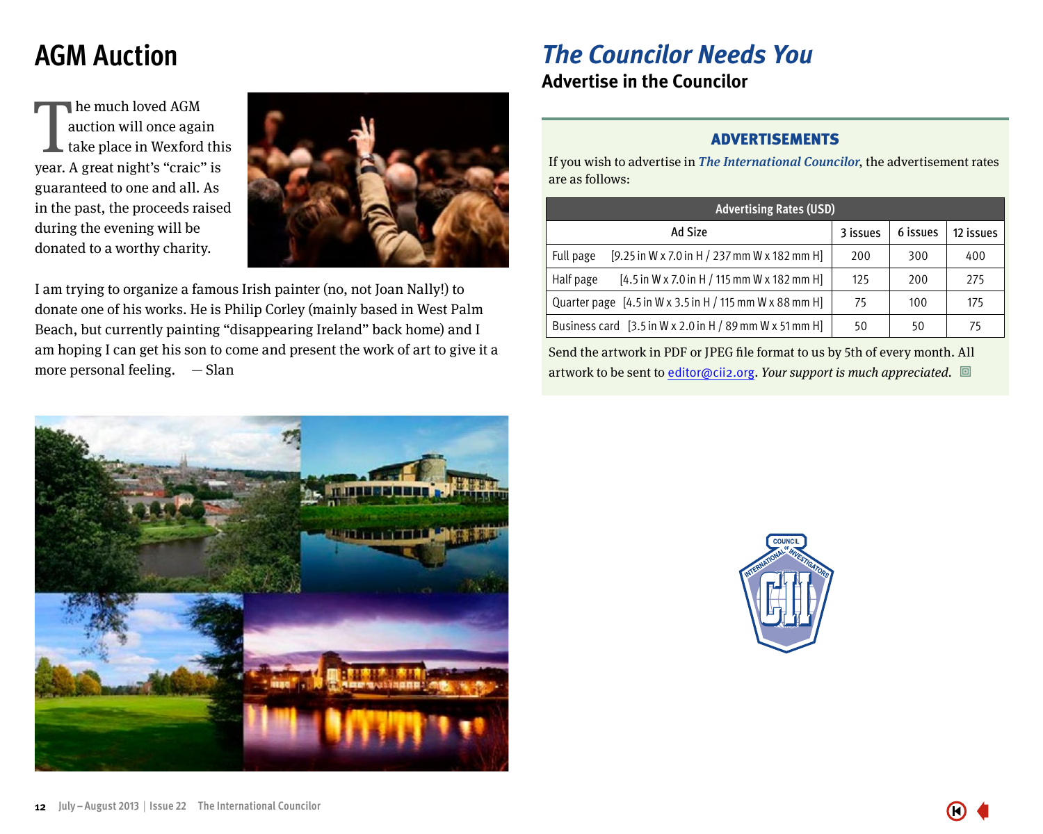# AGM Auction

The much loved AGM auction will once again take place in Wexford this year. A great night's "craic" is guaranteed to one and all. As in the past, the proceeds raised during the evening will be donated to a worthy charity.

I am trying to organize a famous Irish painter (no, not Joan Nally!) to donate one of his works. He is Philip Corley (mainly based in West Palm Beach, but currently painting "disappearing Ireland" back home) and I am hoping I can get his son to come and present the work of art to give it a more personal feeling. — Slan

# *The Councilor Needs You*

## Advertise in the Councilor

### ADVERTISEMENTS

If you wish to advertise in ***The International Councilor***, the advertisement rates are as follows:

| Advertising Rates (USD) | | | |
|---|---|---|---|
| Ad Size | 3 issues | 6 issues | 12 issues |
| Full page [9.25 in W x 7.0 in H / 237 mm W x 182 mm H] | 200 | 300 | 400 |
| Half page [4.5 in W x 7.0 in H / 115 mm W x 182 mm H] | 125 | 200 | 275 |
| Quarter page [4.5 in W x 3.5 in H / 115 mm W x 88 mm H] | 75 | 100 | 175 |
| Business card [3.5 in W x 2.0 in H / 89 mm W x 51 mm H] | 50 | 50 | 75 |

Send the artwork in PDF or JPEG file format to us by 5th of every month. All artwork to be sent to editor@cii2.org. *Your support is much appreciated.*